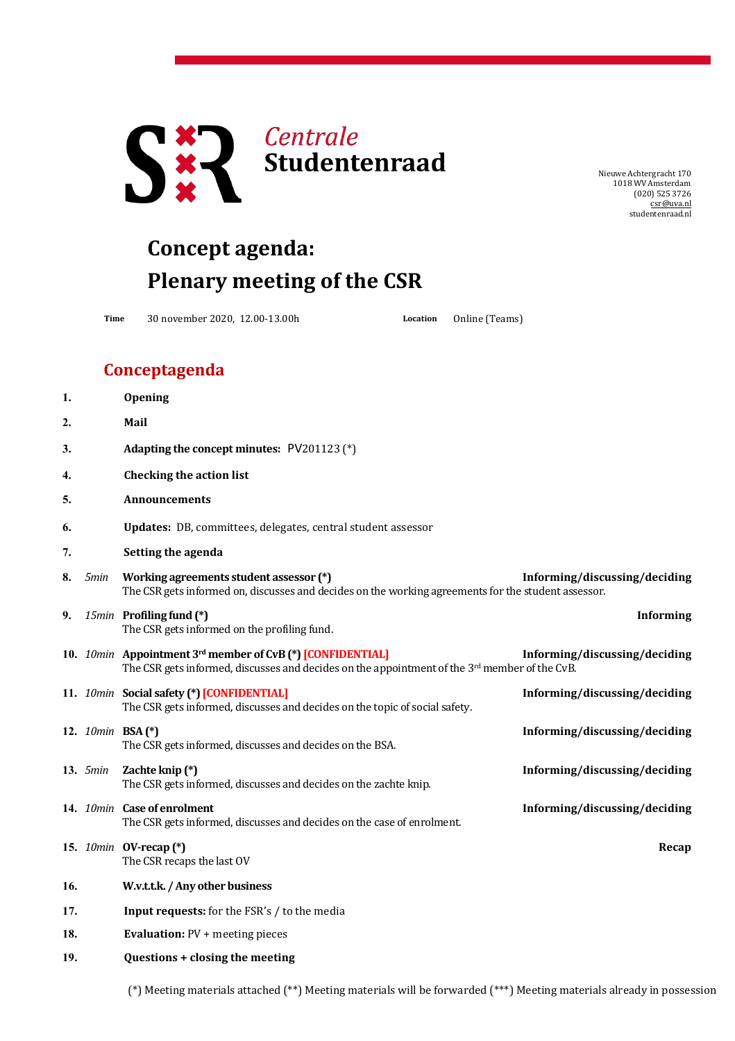*Centrale* **Studentenraad**

Nieuwe Achtergracht 170
1018 WV Amsterdam
(020) 525 3726
csr@uva.nl
studentenraad.nl

# Concept agenda: Plenary meeting of the CSR

**Time** 30 november 2020, 12.00-13.00h **Location** Online (Teams)

## Conceptagenda

**1.** **Opening**

**2.** **Mail**

**3.** **Adapting the concept minutes:** PV201123 (*)

**4.** **Checking the action list**

**5.** **Announcements**

**6.** **Updates:** DB, committees, delegates, central student assessor

**7.** **Setting the agenda**

**8.** *5min* **Working agreements student assessor (*)** — **Informing/discussing/deciding**
The CSR gets informed on, discusses and decides on the working agreements for the student assessor.

**9.** *15min* **Profiling fund (*)** — **Informing**
The CSR gets informed on the profiling fund.

**10.** *10min* **Appointment 3rd member of CvB (*) [CONFIDENTIAL]** — **Informing/discussing/deciding**
The CSR gets informed, discusses and decides on the appointment of the 3rd member of the CvB.

**11.** *10min* **Social safety (*) [CONFIDENTIAL]** — **Informing/discussing/deciding**
The CSR gets informed, discusses and decides on the topic of social safety.

**12.** *10min* **BSA (*)** — **Informing/discussing/deciding**
The CSR gets informed, discusses and decides on the BSA.

**13.** *5min* **Zachte knip (*)** — **Informing/discussing/deciding**
The CSR gets informed, discusses and decides on the zachte knip.

**14.** *10min* **Case of enrolment** — **Informing/discussing/deciding**
The CSR gets informed, discusses and decides on the case of enrolment.

**15.** *10min* **OV-recap (*)** — **Recap**
The CSR recaps the last OV

**16.** **W.v.t.t.k. / Any other business**

**17.** **Input requests:** for the FSR's / to the media

**18.** **Evaluation:** PV + meeting pieces

**19.** **Questions + closing the meeting**

(*) Meeting materials attached (**) Meeting materials will be forwarded (***) Meeting materials already in possession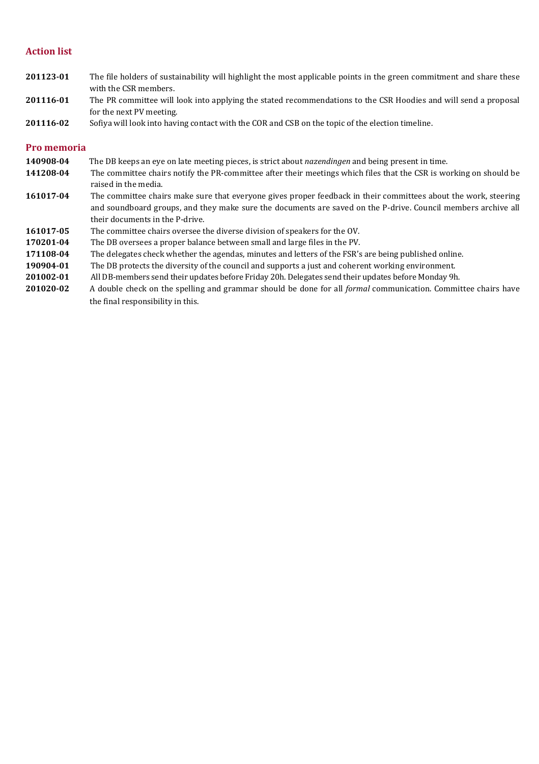## Action list

**201123-01** The file holders of sustainability will highlight the most applicable points in the green commitment and share these with the CSR members.

**201116-01** The PR committee will look into applying the stated recommendations to the CSR Hoodies and will send a proposal for the next PV meeting.

**201116-02** Sofiya will look into having contact with the COR and CSB on the topic of the election timeline.

## Pro memoria

**140908-04** The DB keeps an eye on late meeting pieces, is strict about *nazendingen* and being present in time.

**141208-04** The committee chairs notify the PR-committee after their meetings which files that the CSR is working on should be raised in the media.

**161017-04** The committee chairs make sure that everyone gives proper feedback in their committees about the work, steering and soundboard groups, and they make sure the documents are saved on the P-drive. Council members archive all their documents in the P-drive.

**161017-05** The committee chairs oversee the diverse division of speakers for the OV.

**170201-04** The DB oversees a proper balance between small and large files in the PV.

**171108-04** The delegates check whether the agendas, minutes and letters of the FSR's are being published online.

**190904-01** The DB protects the diversity of the council and supports a just and coherent working environment.

**201002-01** All DB-members send their updates before Friday 20h. Delegates send their updates before Monday 9h.

**201020-02** A double check on the spelling and grammar should be done for all *formal* communication. Committee chairs have the final responsibility in this.